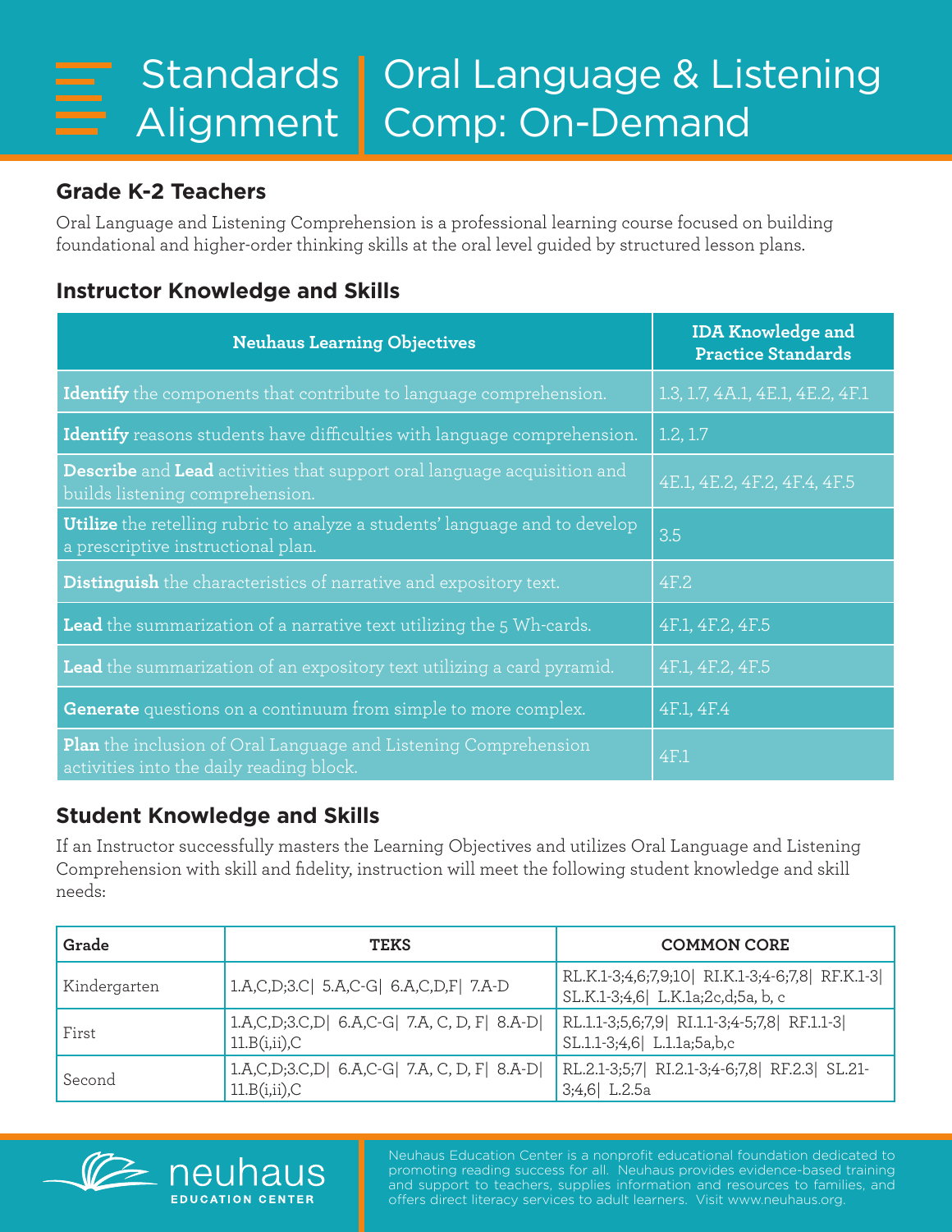# Standards Alignment | Oral Language & Listening Comp: On-Demand

## Grade K-2 Teachers

Oral Language and Listening Comprehension is a professional learning course focused on building foundational and higher-order thinking skills at the oral level guided by structured lesson plans.

## Instructor Knowledge and Skills

| Neuhaus Learning Objectives | IDA Knowledge and Practice Standards |
|---|---|
| **Identify** the components that contribute to language comprehension. | 1.3, 1.7, 4A.1, 4E.1, 4E.2, 4F.1 |
| **Identify** reasons students have difficulties with language comprehension. | 1.2, 1.7 |
| **Describe** and **Lead** activities that support oral language acquisition and builds listening comprehension. | 4E.1, 4E.2, 4F.2, 4F.4, 4F.5 |
| **Utilize** the retelling rubric to analyze a students' language and to develop a prescriptive instructional plan. | 3.5 |
| **Distinguish** the characteristics of narrative and expository text. | 4F.2 |
| **Lead** the summarization of a narrative text utilizing the 5 Wh-cards. | 4F.1, 4F.2, 4F.5 |
| **Lead** the summarization of an expository text utilizing a card pyramid. | 4F.1, 4F.2, 4F.5 |
| **Generate** questions on a continuum from simple to more complex. | 4F.1, 4F.4 |
| **Plan** the inclusion of Oral Language and Listening Comprehension activities into the daily reading block. | 4F.1 |

## Student Knowledge and Skills

If an Instructor successfully masters the Learning Objectives and utilizes Oral Language and Listening Comprehension with skill and fidelity, instruction will meet the following student knowledge and skill needs:

| Grade | TEKS | COMMON CORE |
|---|---|---|
| Kindergarten | 1.A,C,D;3.C\| 5.A,C-G\| 6.A,C,D,F\| 7.A-D | RL.K.1-3;4,6;7,9;10\| RI.K.1-3;4-6;7,8\| RF.K.1-3\| SL.K.1-3;4,6\| L.K.1a;2c,d;5a, b, c |
| First | 1.A,C,D;3.C,D\| 6.A,C-G\| 7.A, C, D, F\| 8.A-D\| 11.B(i,ii),C | RL.1.1-3;5,6;7,9\| RI.1.1-3;4-5;7,8\| RF.1.1-3\| SL.1.1-3;4,6\| L.1.1a;5a,b,c |
| Second | 1.A,C,D;3.C,D\| 6.A,C-G\| 7.A, C, D, F\| 8.A-D\| 11.B(i,ii),C | RL.2.1-3;5;7\| RI.2.1-3;4-6;7,8\| RF.2.3\| SL.21-3;4,6\| L.2.5a |

neuhaus EDUCATION CENTER

Neuhaus Education Center is a nonprofit educational foundation dedicated to promoting reading success for all. Neuhaus provides evidence-based training and support to teachers, supplies information and resources to families, and offers direct literacy services to adult learners. Visit www.neuhaus.org.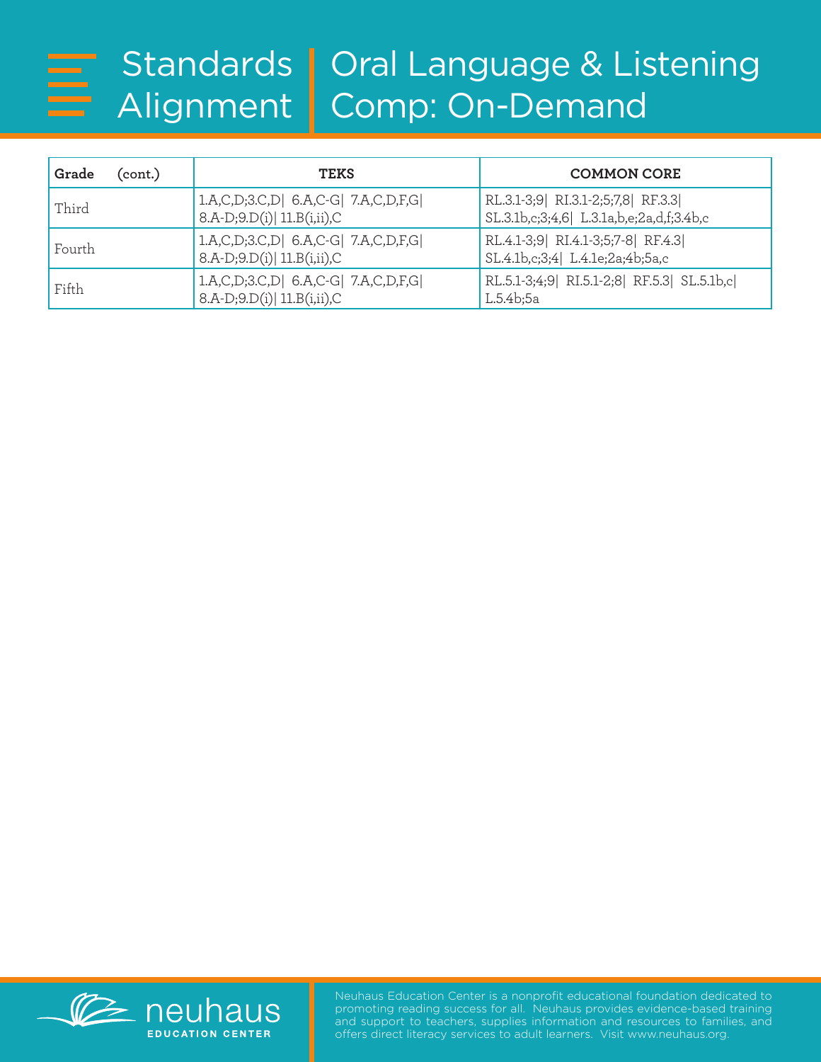# Standards Alignment | Oral Language & Listening Comp: On-Demand

| Grade (cont.) | TEKS | COMMON CORE |
| --- | --- | --- |
| Third | 1.A,C,D;3.C,D\| 6.A,C-G\| 7.A,C,D,F,G\| 8.A-D;9.D(i)\| 11.B(i,ii),C | RL.3.1-3;9\| RI.3.1-2;5;7,8\| RF.3.3\| SL.3.1b,c;3;4,6\| L.3.1a,b,e;2a,d,f;3.4b,c |
| Fourth | 1.A,C,D;3.C,D\| 6.A,C-G\| 7.A,C,D,F,G\| 8.A-D;9.D(i)\| 11.B(i,ii),C | RL.4.1-3;9\| RI.4.1-3;5;7-8\| RF.4.3\| SL.4.1b,c;3;4\| L.4.1e;2a;4b;5a,c |
| Fifth | 1.A,C,D;3.C,D\| 6.A,C-G\| 7.A,C,D,F,G\| 8.A-D;9.D(i)\| 11.B(i,ii),C | RL.5.1-3;4;9\| RI.5.1-2;8\| RF.5.3\| SL.5.1b,c\| L.5.4b;5a |

neuhaus EDUCATION CENTER

Neuhaus Education Center is a nonprofit educational foundation dedicated to promoting reading success for all. Neuhaus provides evidence-based training and support to teachers, supplies information and resources to families, and offers direct literacy services to adult learners. Visit www.neuhaus.org.